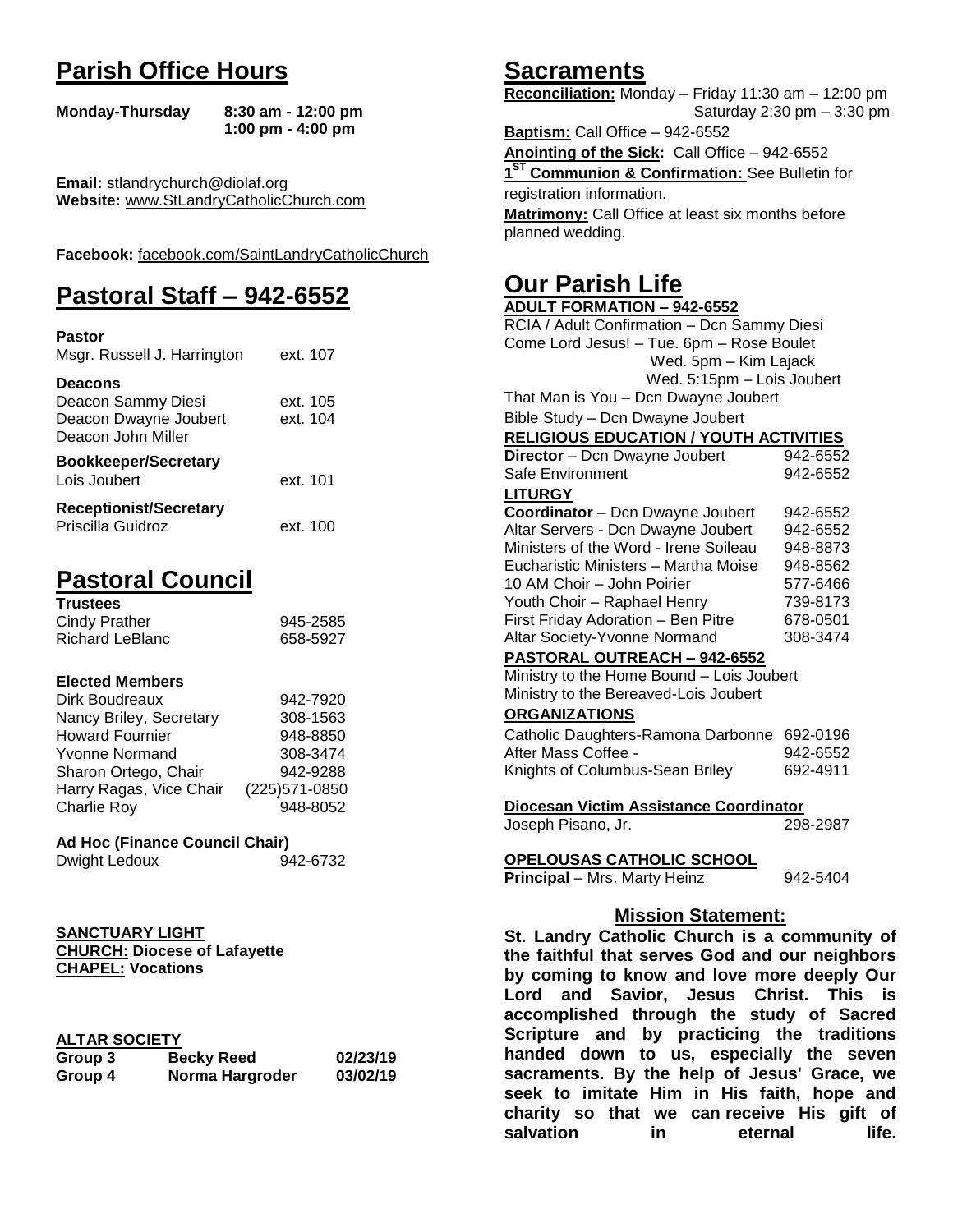# Parish Office Hours

**Monday-Thursday** **8:30 am - 12:00 pm**
**1:00 pm - 4:00 pm**

**Email:** stlandrychurch@diolaf.org
**Website:** www.StLandryCatholicChurch.com

**Facebook:** facebook.com/SaintLandryCatholicChurch

# Pastoral Staff – 942-6552

**Pastor**
Msgr. Russell J. Harrington ext. 107

**Deacons**
Deacon Sammy Diesi ext. 105
Deacon Dwayne Joubert ext. 104
Deacon John Miller

**Bookkeeper/Secretary**
Lois Joubert ext. 101

**Receptionist/Secretary**
Priscilla Guidroz ext. 100

# Pastoral Council

**Trustees**

| | |
|---|---|
| Cindy Prather | 945-2585 |
| Richard LeBlanc | 658-5927 |

**Elected Members**

| | |
|---|---|
| Dirk Boudreaux | 942-7920 |
| Nancy Briley, Secretary | 308-1563 |
| Howard Fournier | 948-8850 |
| Yvonne Normand | 308-3474 |
| Sharon Ortego, Chair | 942-9288 |
| Harry Ragas, Vice Chair | (225)571-0850 |
| Charlie Roy | 948-8052 |

**Ad Hoc (Finance Council Chair)**
Dwight Ledoux 942-6732

**SANCTUARY LIGHT**
**CHURCH: Diocese of Lafayette**
**CHAPEL: Vocations**

**ALTAR SOCIETY**

| | | |
|---|---|---|
| **Group 3** | **Becky Reed** | **02/23/19** |
| **Group 4** | **Norma Hargroder** | **03/02/19** |

# Sacraments

**Reconciliation:** Monday – Friday 11:30 am – 12:00 pm
Saturday 2:30 pm – 3:30 pm

**Baptism:** Call Office – 942-6552

**Anointing of the Sick:** Call Office – 942-6552

**1ST Communion & Confirmation:** See Bulletin for registration information.

**Matrimony:** Call Office at least six months before planned wedding.

# Our Parish Life

**ADULT FORMATION – 942-6552**

RCIA / Adult Confirmation – Dcn Sammy Diesi
Come Lord Jesus! – Tue. 6pm – Rose Boulet
Wed. 5pm – Kim Lajack
Wed. 5:15pm – Lois Joubert
That Man is You – Dcn Dwayne Joubert
Bible Study – Dcn Dwayne Joubert

**RELIGIOUS EDUCATION / YOUTH ACTIVITIES**

| | |
|---|---|
| **Director** – Dcn Dwayne Joubert | 942-6552 |
| Safe Environment | 942-6552 |

**LITURGY**

| | |
|---|---|
| **Coordinator** – Dcn Dwayne Joubert | 942-6552 |
| Altar Servers - Dcn Dwayne Joubert | 942-6552 |
| Ministers of the Word - Irene Soileau | 948-8873 |
| Eucharistic Ministers – Martha Moise | 948-8562 |
| 10 AM Choir – John Poirier | 577-6466 |
| Youth Choir – Raphael Henry | 739-8173 |
| First Friday Adoration – Ben Pitre | 678-0501 |
| Altar Society-Yvonne Normand | 308-3474 |

**PASTORAL OUTREACH – 942-6552**

Ministry to the Home Bound – Lois Joubert
Ministry to the Bereaved-Lois Joubert

**ORGANIZATIONS**

| | |
|---|---|
| Catholic Daughters-Ramona Darbonne | 692-0196 |
| After Mass Coffee - | 942-6552 |
| Knights of Columbus-Sean Briley | 692-4911 |

**Diocesan Victim Assistance Coordinator**
Joseph Pisano, Jr. 298-2987

**OPELOUSAS CATHOLIC SCHOOL**
**Principal** – Mrs. Marty Heinz 942-5404

## Mission Statement:

**St. Landry Catholic Church is a community of the faithful that serves God and our neighbors by coming to know and love more deeply Our Lord and Savior, Jesus Christ. This is accomplished through the study of Sacred Scripture and by practicing the traditions handed down to us, especially the seven sacraments. By the help of Jesus' Grace, we seek to imitate Him in His faith, hope and charity so that we can receive His gift of salvation in eternal life.**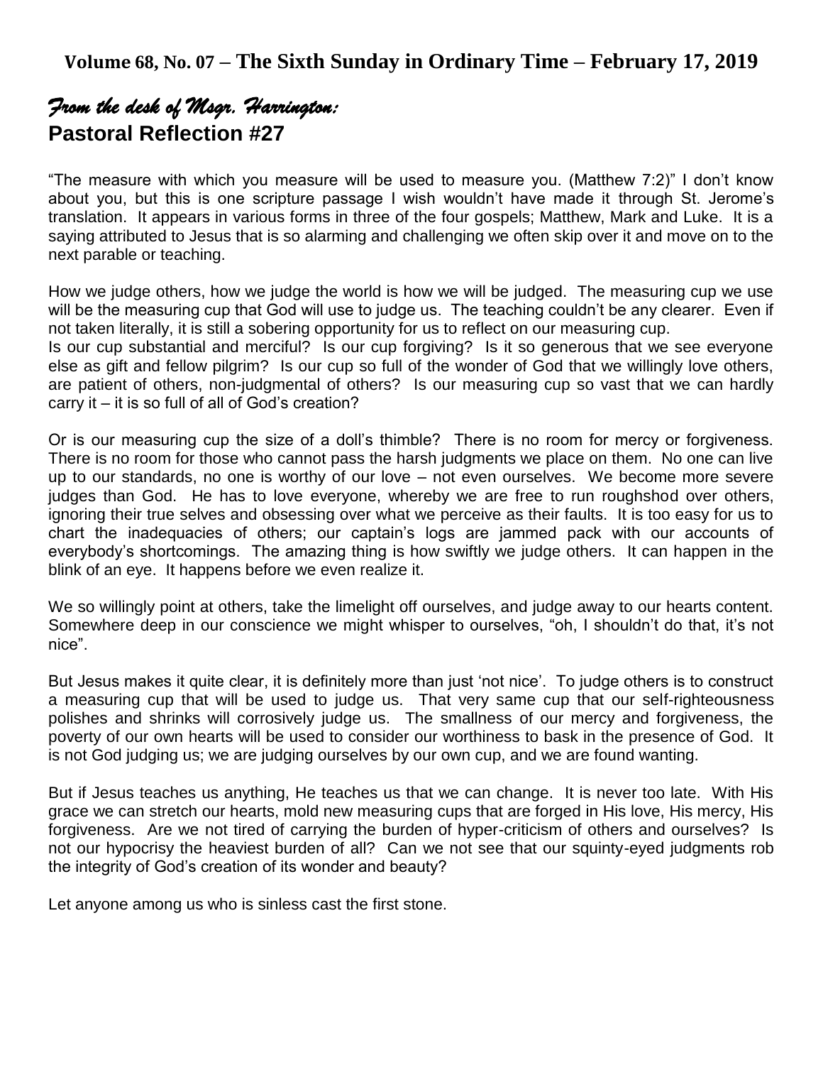**Volume 68, No. 07 – The Sixth Sunday in Ordinary Time – February 17, 2019**

## *From the desk of Msgr. Harrington:*

## Pastoral Reflection #27

"The measure with which you measure will be used to measure you. (Matthew 7:2)" I don't know about you, but this is one scripture passage I wish wouldn't have made it through St. Jerome's translation. It appears in various forms in three of the four gospels; Matthew, Mark and Luke. It is a saying attributed to Jesus that is so alarming and challenging we often skip over it and move on to the next parable or teaching.

How we judge others, how we judge the world is how we will be judged. The measuring cup we use will be the measuring cup that God will use to judge us. The teaching couldn't be any clearer. Even if not taken literally, it is still a sobering opportunity for us to reflect on our measuring cup.
Is our cup substantial and merciful? Is our cup forgiving? Is it so generous that we see everyone else as gift and fellow pilgrim? Is our cup so full of the wonder of God that we willingly love others, are patient of others, non-judgmental of others? Is our measuring cup so vast that we can hardly carry it – it is so full of all of God's creation?

Or is our measuring cup the size of a doll's thimble? There is no room for mercy or forgiveness. There is no room for those who cannot pass the harsh judgments we place on them. No one can live up to our standards, no one is worthy of our love – not even ourselves. We become more severe judges than God. He has to love everyone, whereby we are free to run roughshod over others, ignoring their true selves and obsessing over what we perceive as their faults. It is too easy for us to chart the inadequacies of others; our captain's logs are jammed pack with our accounts of everybody's shortcomings. The amazing thing is how swiftly we judge others. It can happen in the blink of an eye. It happens before we even realize it.

We so willingly point at others, take the limelight off ourselves, and judge away to our hearts content. Somewhere deep in our conscience we might whisper to ourselves, "oh, I shouldn't do that, it's not nice".

But Jesus makes it quite clear, it is definitely more than just 'not nice'. To judge others is to construct a measuring cup that will be used to judge us. That very same cup that our self-righteousness polishes and shrinks will corrosively judge us. The smallness of our mercy and forgiveness, the poverty of our own hearts will be used to consider our worthiness to bask in the presence of God. It is not God judging us; we are judging ourselves by our own cup, and we are found wanting.

But if Jesus teaches us anything, He teaches us that we can change. It is never too late. With His grace we can stretch our hearts, mold new measuring cups that are forged in His love, His mercy, His forgiveness. Are we not tired of carrying the burden of hyper-criticism of others and ourselves? Is not our hypocrisy the heaviest burden of all? Can we not see that our squinty-eyed judgments rob the integrity of God's creation of its wonder and beauty?

*Let anyone among us who is sinless cast the first stone.*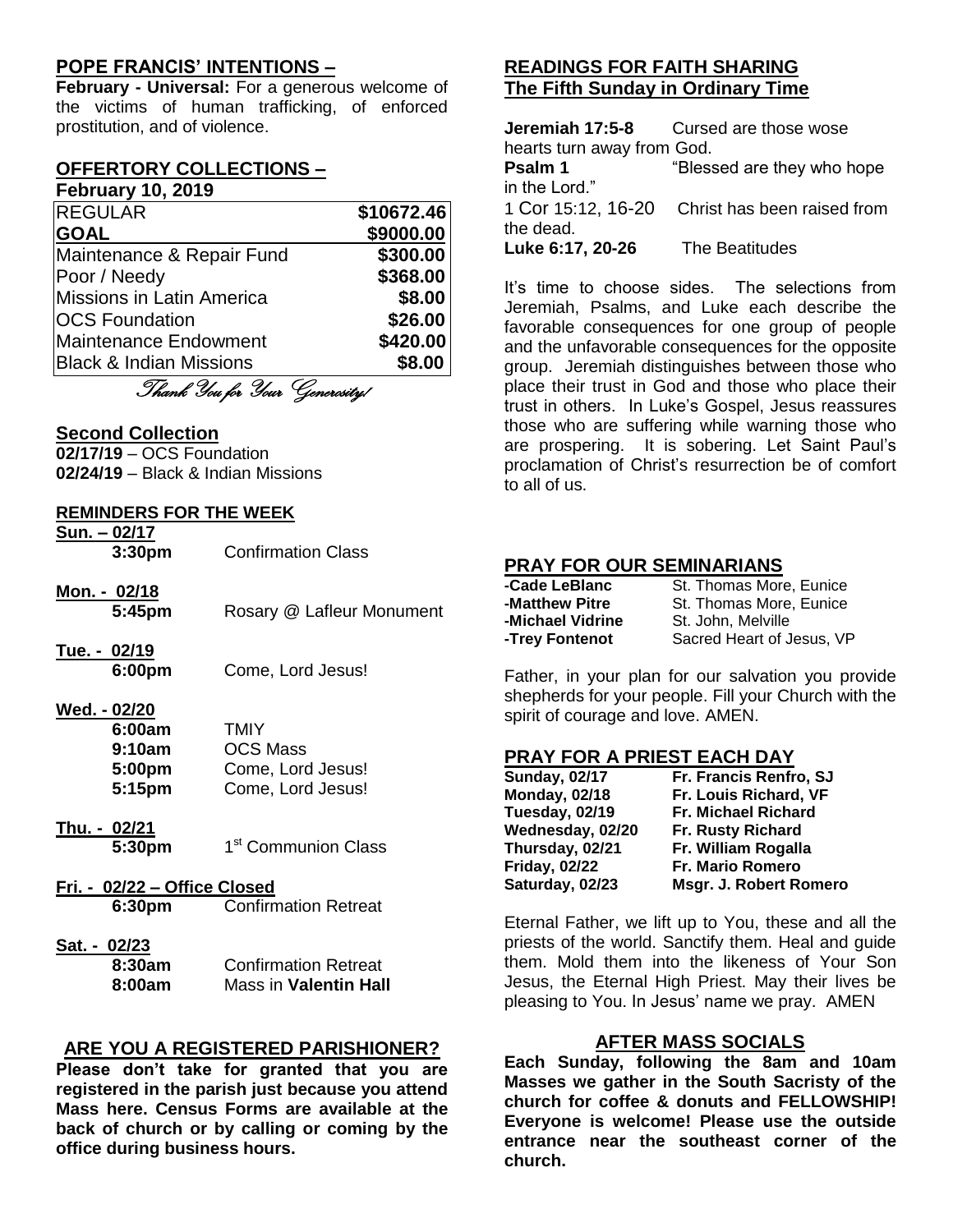## POPE FRANCIS' INTENTIONS –

**February - Universal:** For a generous welcome of the victims of human trafficking, of enforced prostitution, and of violence.

## OFFERTORY COLLECTIONS –

**February 10, 2019**

| | |
|---|---|
| REGULAR | $10672.46 |
| **GOAL** | **$9000.00** |
| Maintenance & Repair Fund | $300.00 |
| Poor / Needy | $368.00 |
| Missions in Latin America | $8.00 |
| OCS Foundation | $26.00 |
| Maintenance Endowment | $420.00 |
| Black & Indian Missions | $8.00 |

*Thank You for Your Generosity!*

## Second Collection

**02/17/19** – OCS Foundation
**02/24/19** – Black & Indian Missions

## REMINDERS FOR THE WEEK

**Sun. – 02/17**
**3:30pm** Confirmation Class

**Mon. - 02/18**
**5:45pm** Rosary @ Lafleur Monument

**Tue. - 02/19**
**6:00pm** Come, Lord Jesus!

**Wed. - 02/20**
**6:00am** TMIY
**9:10am** OCS Mass
**5:00pm** Come, Lord Jesus!
**5:15pm** Come, Lord Jesus!

**Thu. - 02/21**
**5:30pm** 1st Communion Class

**Fri. - 02/22 – Office Closed**
**6:30pm** Confirmation Retreat

**Sat. - 02/23**
**8:30am** Confirmation Retreat
**8:00am** Mass in **Valentin Hall**

## ARE YOU A REGISTERED PARISHIONER?

**Please don't take for granted that you are registered in the parish just because you attend Mass here. Census Forms are available at the back of church or by calling or coming by the office during business hours.**

## READINGS FOR FAITH SHARING
## The Fifth Sunday in Ordinary Time

**Jeremiah 17:5-8** Cursed are those wose hearts turn away from God.
**Psalm 1** "Blessed are they who hope in the Lord."
1 Cor 15:12, 16-20 Christ has been raised from the dead.
**Luke 6:17, 20-26** The Beatitudes

It's time to choose sides. The selections from Jeremiah, Psalms, and Luke each describe the favorable consequences for one group of people and the unfavorable consequences for the opposite group. Jeremiah distinguishes between those who place their trust in God and those who place their trust in others. In Luke's Gospel, Jesus reassures those who are suffering while warning those who are prospering. It is sobering. Let Saint Paul's proclamation of Christ's resurrection be of comfort to all of us.

## PRAY FOR OUR SEMINARIANS

**-Cade LeBlanc** St. Thomas More, Eunice
**-Matthew Pitre** St. Thomas More, Eunice
**-Michael Vidrine** St. John, Melville
**-Trey Fontenot** Sacred Heart of Jesus, VP

Father, in your plan for our salvation you provide shepherds for your people. Fill your Church with the spirit of courage and love. AMEN.

## PRAY FOR A PRIEST EACH DAY

| | |
|---|---|
| **Sunday, 02/17** | **Fr. Francis Renfro, SJ** |
| **Monday, 02/18** | **Fr. Louis Richard, VF** |
| **Tuesday, 02/19** | **Fr. Michael Richard** |
| **Wednesday, 02/20** | **Fr. Rusty Richard** |
| **Thursday, 02/21** | **Fr. William Rogalla** |
| **Friday, 02/22** | **Fr. Mario Romero** |
| **Saturday, 02/23** | **Msgr. J. Robert Romero** |

Eternal Father, we lift up to You, these and all the priests of the world. Sanctify them. Heal and guide them. Mold them into the likeness of Your Son Jesus, the Eternal High Priest. May their lives be pleasing to You. In Jesus' name we pray. AMEN

## AFTER MASS SOCIALS

**Each Sunday, following the 8am and 10am Masses we gather in the South Sacristy of the church for coffee & donuts and FELLOWSHIP! Everyone is welcome! Please use the outside entrance near the southeast corner of the church.**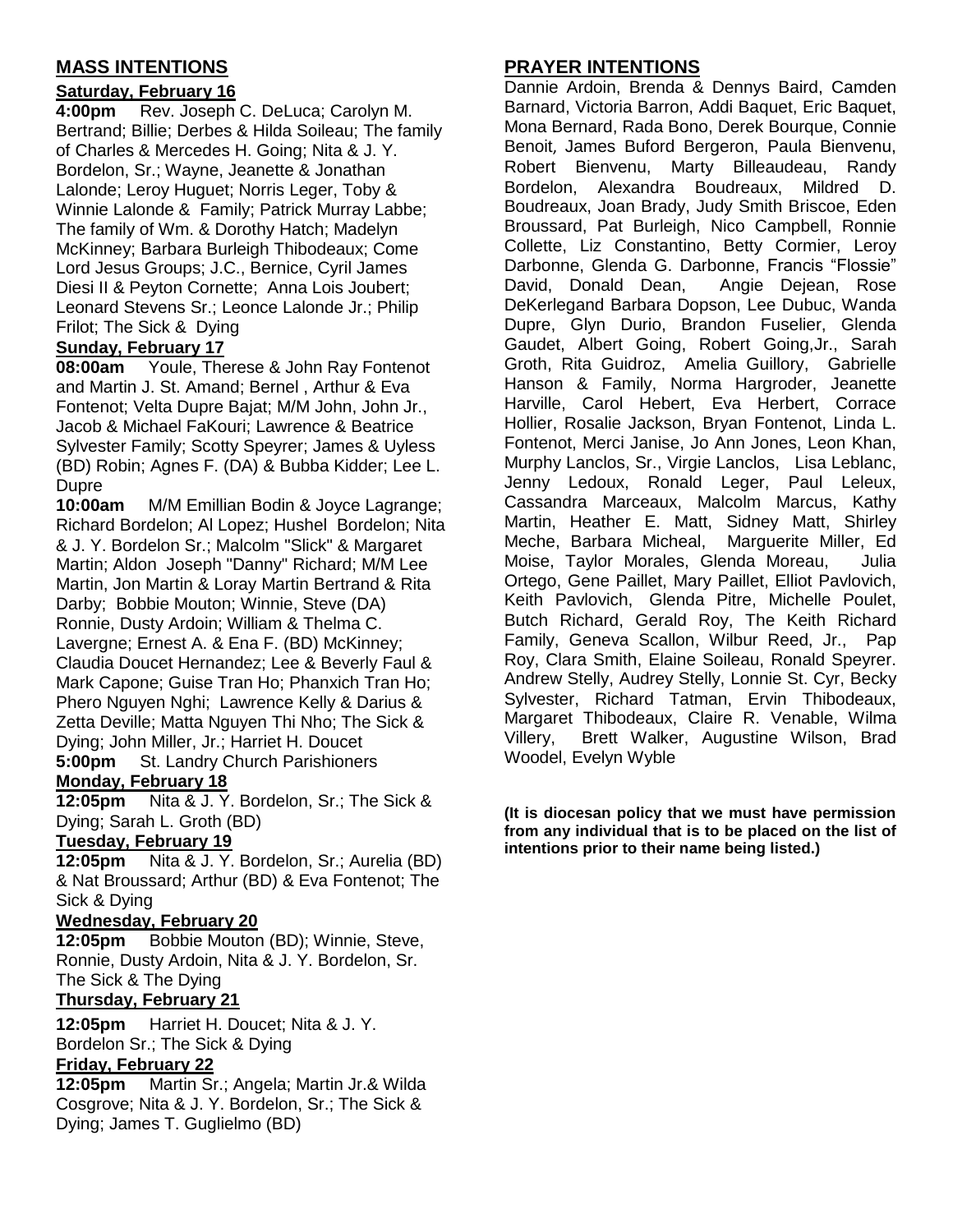## MASS INTENTIONS

### Saturday, February 16

**4:00pm** Rev. Joseph C. DeLuca; Carolyn M. Bertrand; Billie; Derbes & Hilda Soileau; The family of Charles & Mercedes H. Going; Nita & J. Y. Bordelon, Sr.; Wayne, Jeanette & Jonathan Lalonde; Leroy Huguet; Norris Leger, Toby & Winnie Lalonde & Family; Patrick Murray Labbe; The family of Wm. & Dorothy Hatch; Madelyn McKinney; Barbara Burleigh Thibodeaux; Come Lord Jesus Groups; J.C., Bernice, Cyril James Diesi II & Peyton Cornette; Anna Lois Joubert; Leonard Stevens Sr.; Leonce Lalonde Jr.; Philip Frilot; The Sick & Dying

### Sunday, February 17

**08:00am** Youle, Therese & John Ray Fontenot and Martin J. St. Amand; Bernel , Arthur & Eva Fontenot; Velta Dupre Bajat; M/M John, John Jr., Jacob & Michael FaKouri; Lawrence & Beatrice Sylvester Family; Scotty Speyrer; James & Uyless (BD) Robin; Agnes F. (DA) & Bubba Kidder; Lee L. Dupre

**10:00am** M/M Emillian Bodin & Joyce Lagrange; Richard Bordelon; Al Lopez; Hushel Bordelon; Nita & J. Y. Bordelon Sr.; Malcolm "Slick" & Margaret Martin; Aldon Joseph "Danny" Richard; M/M Lee Martin, Jon Martin & Loray Martin Bertrand & Rita Darby; Bobbie Mouton; Winnie, Steve (DA) Ronnie, Dusty Ardoin; William & Thelma C. Lavergne; Ernest A. & Ena F. (BD) McKinney; Claudia Doucet Hernandez; Lee & Beverly Faul & Mark Capone; Guise Tran Ho; Phanxich Tran Ho; Phero Nguyen Nghi; Lawrence Kelly & Darius & Zetta Deville; Matta Nguyen Thi Nho; The Sick & Dying; John Miller, Jr.; Harriet H. Doucet

**5:00pm** St. Landry Church Parishioners

### Monday, February 18

**12:05pm** Nita & J. Y. Bordelon, Sr.; The Sick & Dying; Sarah L. Groth (BD)

### Tuesday, February 19

**12:05pm** Nita & J. Y. Bordelon, Sr.; Aurelia (BD) & Nat Broussard; Arthur (BD) & Eva Fontenot; The Sick & Dying

### Wednesday, February 20

**12:05pm** Bobbie Mouton (BD); Winnie, Steve, Ronnie, Dusty Ardoin, Nita & J. Y. Bordelon, Sr. The Sick & The Dying

### Thursday, February 21

**12:05pm** Harriet H. Doucet; Nita & J. Y. Bordelon Sr.; The Sick & Dying

### Friday, February 22

**12:05pm** Martin Sr.; Angela; Martin Jr.& Wilda Cosgrove; Nita & J. Y. Bordelon, Sr.; The Sick & Dying; James T. Guglielmo (BD)

## PRAYER INTENTIONS

Dannie Ardoin, Brenda & Dennys Baird, Camden Barnard, Victoria Barron, Addi Baquet, Eric Baquet, Mona Bernard, Rada Bono, Derek Bourque, Connie Benoit, James Buford Bergeron, Paula Bienvenu, Robert Bienvenu, Marty Billeaudeau, Randy Bordelon, Alexandra Boudreaux, Mildred D. Boudreaux, Joan Brady, Judy Smith Briscoe, Eden Broussard, Pat Burleigh, Nico Campbell, Ronnie Collette, Liz Constantino, Betty Cormier, Leroy Darbonne, Glenda G. Darbonne, Francis "Flossie" David, Donald Dean, Angie Dejean, Rose DeKerlegand Barbara Dopson, Lee Dubuc, Wanda Dupre, Glyn Durio, Brandon Fuselier, Glenda Gaudet, Albert Going, Robert Going,Jr., Sarah Groth, Rita Guidroz, Amelia Guillory, Gabrielle Hanson & Family, Norma Hargroder, Jeanette Harville, Carol Hebert, Eva Herbert, Corrace Hollier, Rosalie Jackson, Bryan Fontenot, Linda L. Fontenot, Merci Janise, Jo Ann Jones, Leon Khan, Murphy Lanclos, Sr., Virgie Lanclos, Lisa Leblanc, Jenny Ledoux, Ronald Leger, Paul Leleux, Cassandra Marceaux, Malcolm Marcus, Kathy Martin, Heather E. Matt, Sidney Matt, Shirley Meche, Barbara Micheal, Marguerite Miller, Ed Moise, Taylor Morales, Glenda Moreau, Julia Ortego, Gene Paillet, Mary Paillet, Elliot Pavlovich, Keith Pavlovich, Glenda Pitre, Michelle Poulet, Butch Richard, Gerald Roy, The Keith Richard Family, Geneva Scallon, Wilbur Reed, Jr., Pap Roy, Clara Smith, Elaine Soileau, Ronald Speyrer. Andrew Stelly, Audrey Stelly, Lonnie St. Cyr, Becky Sylvester, Richard Tatman, Ervin Thibodeaux, Margaret Thibodeaux, Claire R. Venable, Wilma Villery, Brett Walker, Augustine Wilson, Brad Woodel, Evelyn Wyble

**(It is diocesan policy that we must have permission from any individual that is to be placed on the list of intentions prior to their name being listed.)**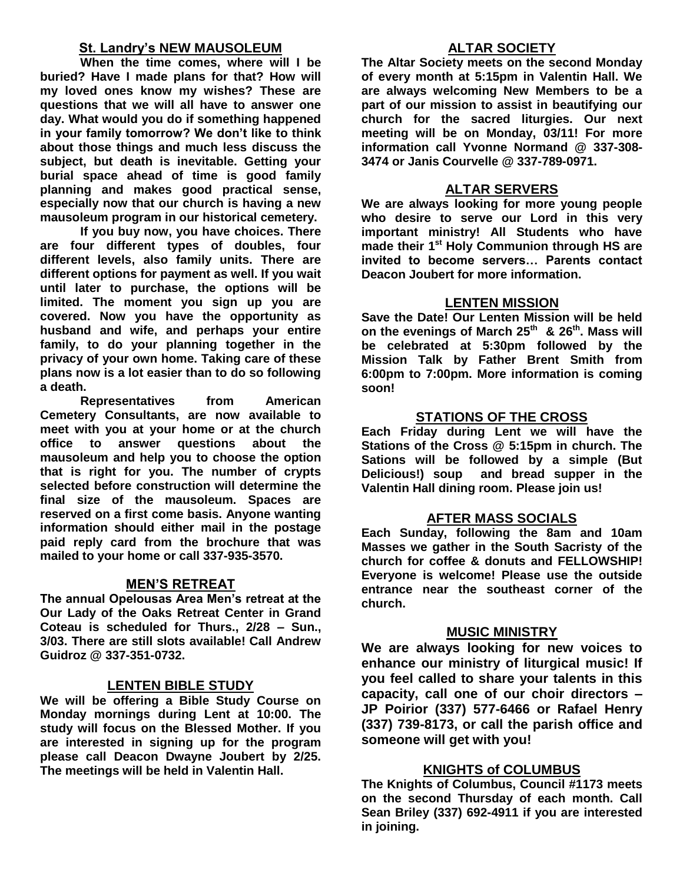## St. Landry's NEW MAUSOLEUM

**When the time comes, where will I be buried? Have I made plans for that? How will my loved ones know my wishes? These are questions that we will all have to answer one day. What would you do if something happened in your family tomorrow? We don't like to think about those things and much less discuss the subject, but death is inevitable. Getting your burial space ahead of time is good family planning and makes good practical sense, especially now that our church is having a new mausoleum program in our historical cemetery.**

**If you buy now, you have choices. There are four different types of doubles, four different levels, also family units. There are different options for payment as well. If you wait until later to purchase, the options will be limited. The moment you sign up you are covered. Now you have the opportunity as husband and wife, and perhaps your entire family, to do your planning together in the privacy of your own home. Taking care of these plans now is a lot easier than to do so following a death.**

**Representatives from American Cemetery Consultants, are now available to meet with you at your home or at the church office to answer questions about the mausoleum and help you to choose the option that is right for you. The number of crypts selected before construction will determine the final size of the mausoleum. Spaces are reserved on a first come basis. Anyone wanting information should either mail in the postage paid reply card from the brochure that was mailed to your home or call 337-935-3570.**

## MEN'S RETREAT

**The annual Opelousas Area Men's retreat at the Our Lady of the Oaks Retreat Center in Grand Coteau is scheduled for Thurs., 2/28 – Sun., 3/03. There are still slots available! Call Andrew Guidroz @ 337-351-0732.**

## LENTEN BIBLE STUDY

**We will be offering a Bible Study Course on Monday mornings during Lent at 10:00. The study will focus on the Blessed Mother. If you are interested in signing up for the program please call Deacon Dwayne Joubert by 2/25. The meetings will be held in Valentin Hall.**

## ALTAR SOCIETY

**The Altar Society meets on the second Monday of every month at 5:15pm in Valentin Hall. We are always welcoming New Members to be a part of our mission to assist in beautifying our church for the sacred liturgies. Our next meeting will be on Monday, 03/11! For more information call Yvonne Normand @ 337-308-3474 or Janis Courvelle @ 337-789-0971.**

## ALTAR SERVERS

**We are always looking for more young people who desire to serve our Lord in this very important ministry! All Students who have made their 1st Holy Communion through HS are invited to become servers… Parents contact Deacon Joubert for more information.**

## LENTEN MISSION

**Save the Date! Our Lenten Mission will be held on the evenings of March 25th & 26th. Mass will be celebrated at 5:30pm followed by the Mission Talk by Father Brent Smith from 6:00pm to 7:00pm. More information is coming soon!**

## STATIONS OF THE CROSS

**Each Friday during Lent we will have the Stations of the Cross @ 5:15pm in church. The Sations will be followed by a simple (But Delicious!) soup and bread supper in the Valentin Hall dining room. Please join us!**

## AFTER MASS SOCIALS

**Each Sunday, following the 8am and 10am Masses we gather in the South Sacristy of the church for coffee & donuts and FELLOWSHIP! Everyone is welcome! Please use the outside entrance near the southeast corner of the church.**

## MUSIC MINISTRY

**We are always looking for new voices to enhance our ministry of liturgical music! If you feel called to share your talents in this capacity, call one of our choir directors – JP Poirior (337) 577-6466 or Rafael Henry (337) 739-8173, or call the parish office and someone will get with you!**

## KNIGHTS of COLUMBUS

**The Knights of Columbus, Council #1173 meets on the second Thursday of each month. Call Sean Briley (337) 692-4911 if you are interested in joining.**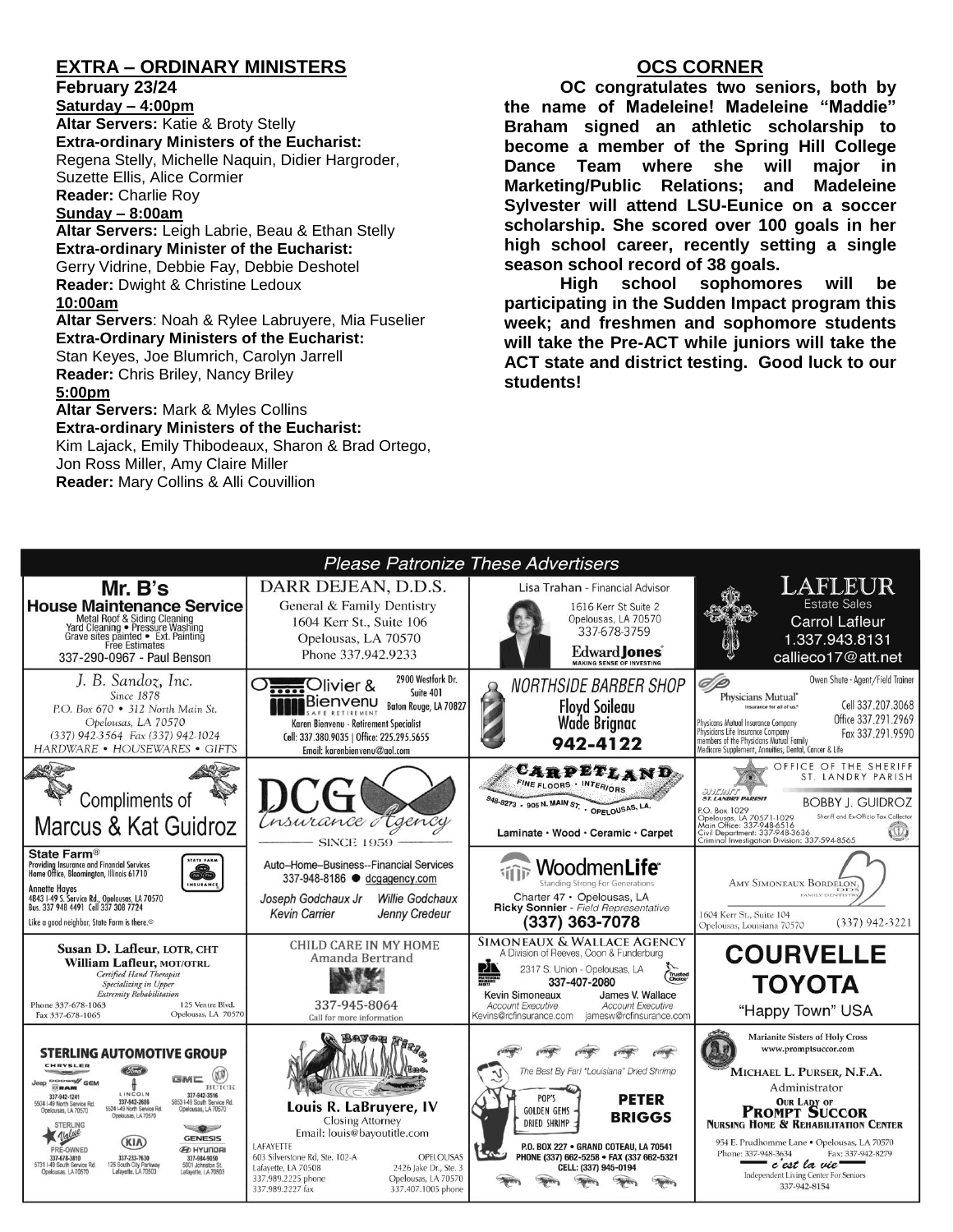## EXTRA – ORDINARY MINISTERS

**February 23/24**

**Saturday – 4:00pm**

**Altar Servers:** Katie & Broty Stelly

**Extra-ordinary Ministers of the Eucharist:** Regena Stelly, Michelle Naquin, Didier Hargroder, Suzette Ellis, Alice Cormier

**Reader:** Charlie Roy

**Sunday – 8:00am**

**Altar Servers:** Leigh Labrie, Beau & Ethan Stelly

**Extra-ordinary Minister of the Eucharist:** Gerry Vidrine, Debbie Fay, Debbie Deshotel

**Reader:** Dwight & Christine Ledoux

**10:00am**

**Altar Servers**: Noah & Rylee Labruyere, Mia Fuselier

**Extra-Ordinary Ministers of the Eucharist:** Stan Keyes, Joe Blumrich, Carolyn Jarrell

**Reader:** Chris Briley, Nancy Briley

**5:00pm**

**Altar Servers:** Mark & Myles Collins

**Extra-ordinary Ministers of the Eucharist:** Kim Lajack, Emily Thibodeaux, Sharon & Brad Ortego, Jon Ross Miller, Amy Claire Miller

**Reader:** Mary Collins & Alli Couvillion

## OCS CORNER

**OC congratulates two seniors, both by the name of Madeleine! Madeleine "Maddie" Braham signed an athletic scholarship to become a member of the Spring Hill College Dance Team where she will major in Marketing/Public Relations; and Madeleine Sylvester will attend LSU-Eunice on a soccer scholarship. She scored over 100 goals in her high school career, recently setting a single season school record of 38 goals.**

**High school sophomores will be participating in the Sudden Impact program this week; and freshmen and sophomore students will take the Pre-ACT while juniors will take the ACT state and district testing. Good luck to our students!**

## Please Patronize These Advertisers

**Mr. B's House Maintenance Service** — Metal Roof & Siding Cleaning, Yard Cleaning • Pressure Washing, Grave sites painted • Ext. Painting, Free Estimates. 337-290-0967 - Paul Benson

**DARR DEJEAN, D.D.S.** — General & Family Dentistry, 1604 Kerr St., Suite 106, Opelousas, LA 70570, Phone 337.942.9233

**Lisa Trahan** - Financial Advisor, 1616 Kerr St Suite 2, Opelousas, LA 70570, 337-678-3759. Edward Jones — MAKING SENSE OF INVESTING

**LAFLEUR Estate Sales** — Carrol Lafleur, 1.337.943.8131, callieco17@att.net

**J. B. Sandoz, Inc.** — Since 1878, P.O. Box 670 • 312 North Main St., Opelousas, LA 70570, (337) 942-3564 Fax (337) 942-1024, HARDWARE • HOUSEWARES • GIFTS

**Olivier & Bienvenu** — SAFE RETIREMENT, 2900 Westfork Dr. Suite 401, Baton Rouge, LA 70827. Karen Bienvenu - Retirement Specialist, Cell: 337.380.9035 | Office: 225.295.5655, Email: karenbienvenu@aol.com

**NORTHSIDE BARBER SHOP** — Floyd Soileau, Wade Brignac, 942-4122

**Physicians Mutual** — Insurance for all of us. Owen Shute - Agent/Field Trainer, Cell 337.207.3068, Office 337.291.2969, Fax 337.291.9590. Physicians Mutual Insurance Company, Physicians Life Insurance Company, members of the Physicians Mutual Family. Medicare Supplement, Annuities, Dental, Cancer & Life

**Compliments of Marcus & Kat Guidroz**

**DCG Insurance Agency** — SINCE 1959

**CARPETLAND** — FINE FLOORS • INTERIORS, 948-8273 • 905 N. MAIN ST. • OPELOUSAS, LA. Laminate • Wood • Ceramic • Carpet

**OFFICE OF THE SHERIFF ST. LANDRY PARISH** — BOBBY J. GUIDROZ, Sheriff and ExOfficio Tax Collector. P.O. Box 1029, Opelousas, LA 70571-1029, Main Office: 337-948-6516, Civil Department: 337-948-3636, Criminal Investigation Division: 337-594-8565

**State Farm®** — Providing Insurance and Financial Services, Home Office, Bloomington, Illinois 61710. Annette Hayes, 4843 I-49 S. Service Rd., Opelousas, LA 70570, Bus. 337 948 4491 Cell 337 308 7724. Like a good neighbor, State Farm is there.®

Auto–Home–Business--Financial Services, 337-948-8186 ● dcgagency.com — Joseph Godchaux Jr, Willie Godchaux, Kevin Carrier, Jenny Credeur

**WoodmenLife** — Standing Strong For Generations. Charter 47 • Opelousas, LA. Ricky Sonnier - Field Representative, (337) 363-7078

**AMY SIMONEAUX BORDELON, DDS** — Family Dentistry, 1604 Kerr St., Suite 104, Opelousas, Louisiana 70570, (337) 942-3221

**Susan D. Lafleur, LOTR, CHT / William Lafleur, MOT/OTRL** — Certified Hand Therapist, Specializing in Upper Extremity Rehabilitation. Phone 337-678-1063, Fax 337-678-1065, 125 Ventre Blvd., Opelousas, LA 70570

**CHILD CARE IN MY HOME** — Amanda Bertrand, 337-945-8064, Call for more information

**SIMONEAUX & WALLACE AGENCY** — A Division of Reeves, Coon & Funderburg, 2317 S. Union - Opelousas, LA, 337-407-2080. Kevin Simoneaux, Account Executive, Kevins@rcfinsurance.com; James V. Wallace, Account Executive, jamesw@rcfinsurance.com

**COURVELLE TOYOTA** — "Happy Town" USA

**STERLING AUTOMOTIVE GROUP** — Chrysler, Jeep, Dodge, Ram, GEM: 337-942-1241, 5504 I-49 North Service Rd., Opelousas, LA 70570. Ford, Lincoln: 337-942-2686, 5524 I-49 North Service Rd., Opelousas, LA 70570. GMC, Buick: 337-942-3516, 5853 I-49 South Service Rd., Opelousas, LA 70570. Sterling Value Pre-Owned: 337-678-3810, 5731 I-49 South Service Rd., Opelousas, LA 70570. Kia: 337-233-7630, 125 South City Parkway, Lafayette, LA 70503. Genesis, Hyundai: 337-984-9050, 5001 Johnston St., Lafayette, LA 70503

**Bayou Title, Inc.** — Louis R. LaBruyere, IV, Closing Attorney, Email: louis@bayoutitle.com. LAFAYETTE: 603 Silverstone Rd, Ste. 102-A, Lafayette, LA 70508, 337.989.2225 phone, 337.989.2227 fax. OPELOUSAS: 2426 Jake Dr., Ste. 3, Opelousas, LA 70570, 337.407.1005 phone

**PETER BRIGGS** — The Best By Far! "Louisiana" Dried Shrimp. POP'S GOLDEN GEMS DRIED SHRIMP. P.O. BOX 227 • GRAND COTEAU, LA 70541, PHONE (337) 662-5258 • FAX (337) 662-5321, CELL: (337) 945-0194

**Marianite Sisters of Holy Cross** — www.promptsuccor.com. MICHAEL L. PURSER, N.F.A., Administrator. OUR LADY OF PROMPT SUCCOR NURSING HOME & REHABILITATION CENTER, 954 E. Prudhomme Lane • Opelousas, LA 70570, Phone: 337-948-3634, Fax: 337-942-8279. c'est la vie — Independent Living Center For Seniors, 337-942-8154